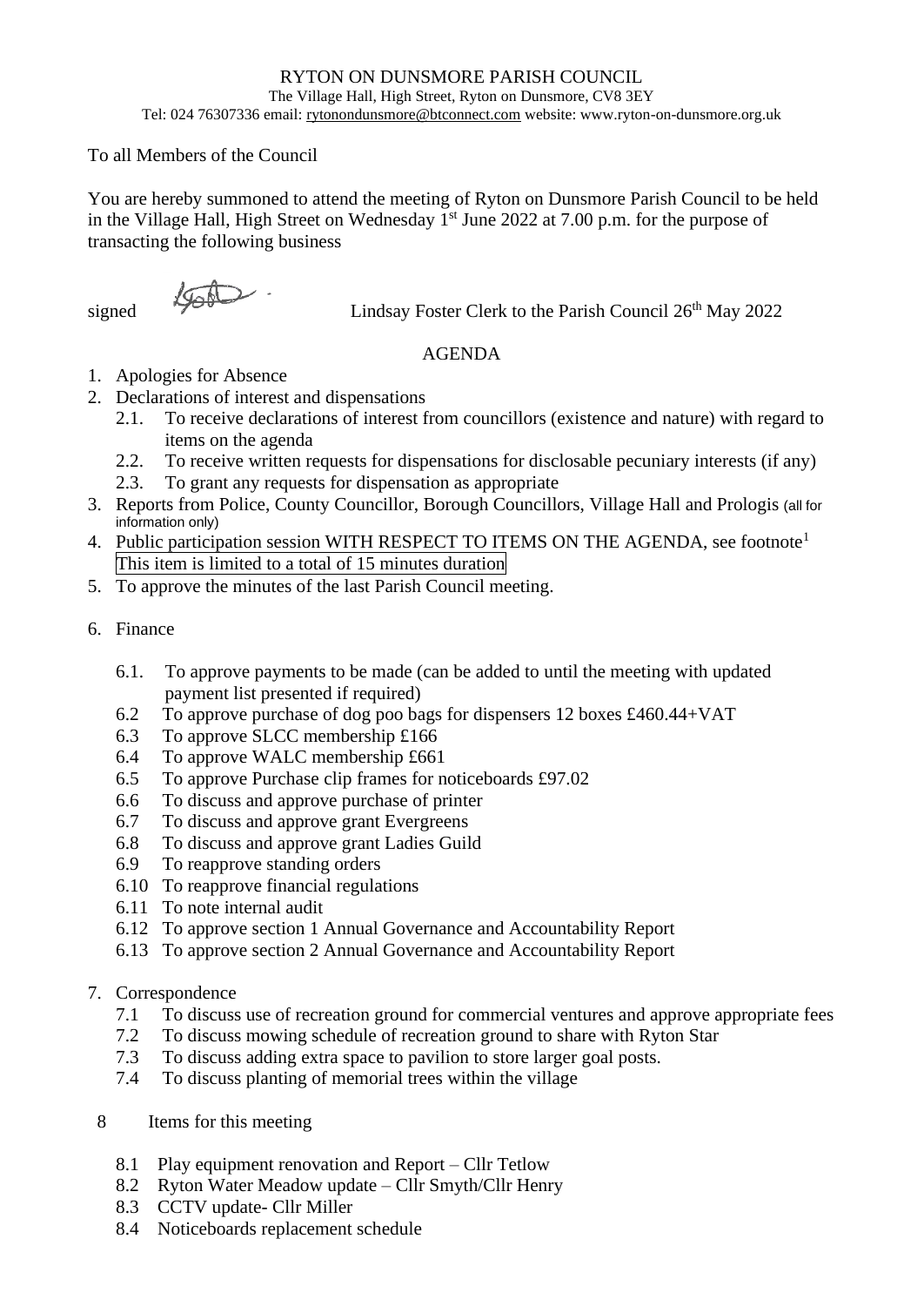RYTON ON DUNSMORE PARISH COUNCIL

The Village Hall, High Street, Ryton on Dunsmore, CV8 3EY

Tel: 024 76307336 email: rytonondunsmore@btconnect.com website: www.ryton-on-dunsmore.org.uk

To all Members of the Council

You are hereby summoned to attend the meeting of Ryton on Dunsmore Parish Council to be held in the Village Hall, High Street on Wednesday 1st June 2022 at 7.00 p.m. for the purpose of transacting the following business

signed Lindsay Foster Clerk to the Parish Council 26th May 2022

## AGENDA

1. Apologies for Absence
2. Declarations of interest and dispensations
   - 2.1. To receive declarations of interest from councillors (existence and nature) with regard to items on the agenda
   - 2.2. To receive written requests for dispensations for disclosable pecuniary interests (if any)
   - 2.3. To grant any requests for dispensation as appropriate
3. Reports from Police, County Councillor, Borough Councillors, Village Hall and Prologis (all for information only)
4. Public participation session WITH RESPECT TO ITEMS ON THE AGENDA, see footnote[1]
   This item is limited to a total of 15 minutes duration
5. To approve the minutes of the last Parish Council meeting.
6. Finance
   - 6.1. To approve payments to be made (can be added to until the meeting with updated payment list presented if required)
   - 6.2 To approve purchase of dog poo bags for dispensers 12 boxes £460.44+VAT
   - 6.3 To approve SLCC membership £166
   - 6.4 To approve WALC membership £661
   - 6.5 To approve Purchase clip frames for noticeboards £97.02
   - 6.6 To discuss and approve purchase of printer
   - 6.7 To discuss and approve grant Evergreens
   - 6.8 To discuss and approve grant Ladies Guild
   - 6.9 To reapprove standing orders
   - 6.10 To reapprove financial regulations
   - 6.11 To note internal audit
   - 6.12 To approve section 1 Annual Governance and Accountability Report
   - 6.13 To approve section 2 Annual Governance and Accountability Report
7. Correspondence
   - 7.1 To discuss use of recreation ground for commercial ventures and approve appropriate fees
   - 7.2 To discuss mowing schedule of recreation ground to share with Ryton Star
   - 7.3 To discuss adding extra space to pavilion to store larger goal posts.
   - 7.4 To discuss planting of memorial trees within the village
8. Items for this meeting
   - 8.1 Play equipment renovation and Report – Cllr Tetlow
   - 8.2 Ryton Water Meadow update – Cllr Smyth/Cllr Henry
   - 8.3 CCTV update- Cllr Miller
   - 8.4 Noticeboards replacement schedule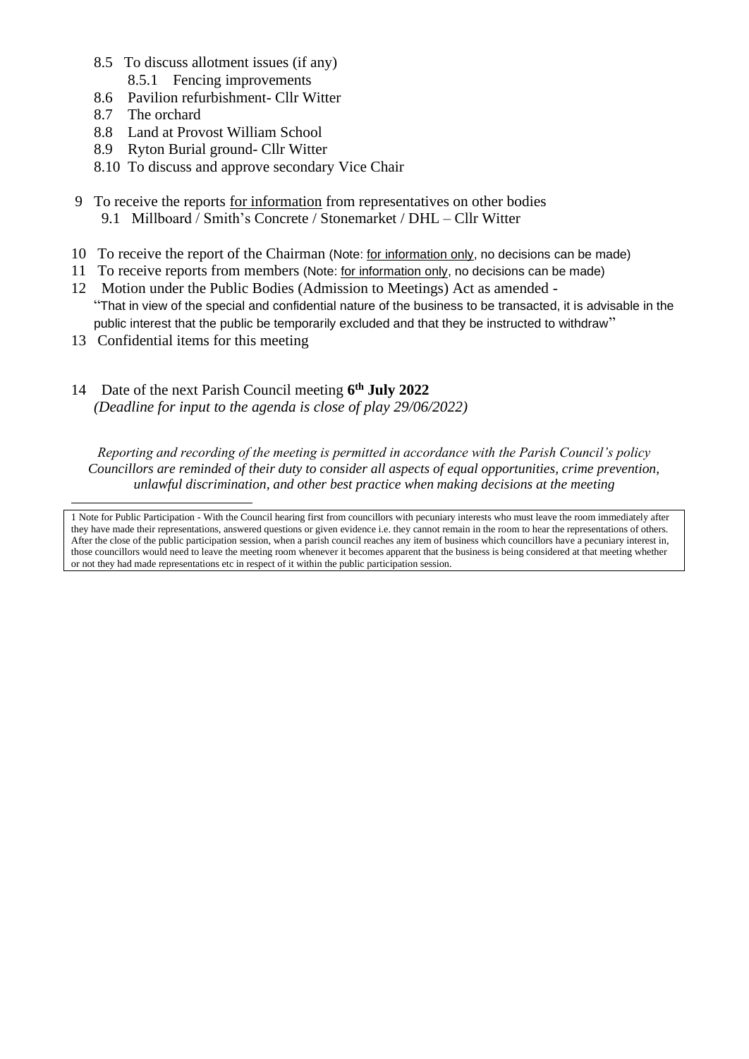- 8.5 To discuss allotment issues (if any)
  - 8.5.1 Fencing improvements
- 8.6 Pavilion refurbishment- Cllr Witter
- 8.7 The orchard
- 8.8 Land at Provost William School
- 8.9 Ryton Burial ground- Cllr Witter
- 8.10 To discuss and approve secondary Vice Chair

9 To receive the reports for information from representatives on other bodies
  - 9.1 Millboard / Smith's Concrete / Stonemarket / DHL – Cllr Witter

10 To receive the report of the Chairman (Note: for information only, no decisions can be made)

11 To receive reports from members (Note: for information only, no decisions can be made)

12 Motion under the Public Bodies (Admission to Meetings) Act as amended - "That in view of the special and confidential nature of the business to be transacted, it is advisable in the public interest that the public be temporarily excluded and that they be instructed to withdraw"

13 Confidential items for this meeting

14 Date of the next Parish Council meeting **6th July 2022**
*(Deadline for input to the agenda is close of play 29/06/2022)*

*Reporting and recording of the meeting is permitted in accordance with the Parish Council's policy*
*Councillors are reminded of their duty to consider all aspects of equal opportunities, crime prevention, unlawful discrimination, and other best practice when making decisions at the meeting*

---

1 Note for Public Participation - With the Council hearing first from councillors with pecuniary interests who must leave the room immediately after they have made their representations, answered questions or given evidence i.e. they cannot remain in the room to hear the representations of others. After the close of the public participation session, when a parish council reaches any item of business which councillors have a pecuniary interest in, those councillors would need to leave the meeting room whenever it becomes apparent that the business is being considered at that meeting whether or not they had made representations etc in respect of it within the public participation session.